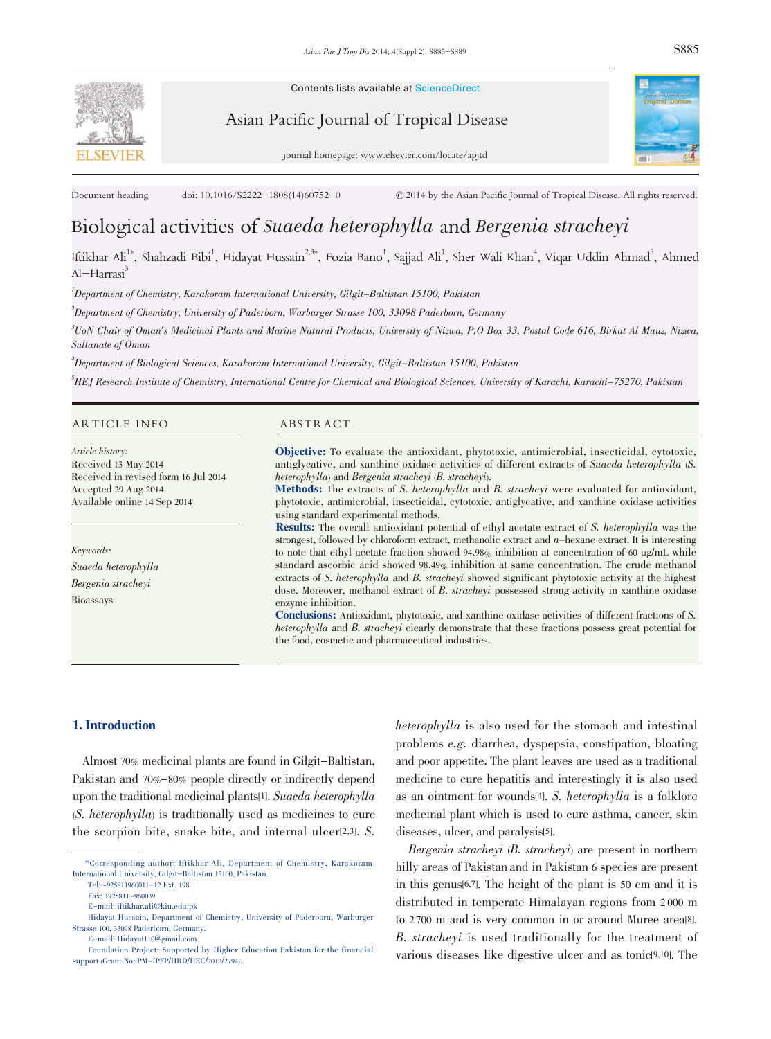Contents lists available at ScienceDirect

Asian Pacific Journal of Tropical Disease

journal homepage: www.elsevier.com/locate/apjtd

Document heading doi: 10.1016/S2222-1808(14)60752-0 © 2014 by the Asian Pacific Journal of Tropical Disease. All rights reserved.

# Biological activities of *Suaeda heterophylla* and *Bergenia stracheyi*

Iftikhar Ali[1*], Shahzadi Bibi[1], Hidayat Hussain[2,3*], Fozia Bano[1], Sajjad Ali[1], Sher Wali Khan[4], Viqar Uddin Ahmad[5], Ahmed Al-Harrasi[3]

[1]*Department of Chemistry, Karakoram International University, Gilgit-Baltistan 15100, Pakistan*

[2]*Department of Chemistry, University of Paderborn, Warburger Strasse 100, 33098 Paderborn, Germany*

[3]*UoN Chair of Oman's Medicinal Plants and Marine Natural Products, University of Nizwa, P.O Box 33, Postal Code 616, Birkat Al Mauz, Nizwa, Sultanate of Oman*

[4]*Department of Biological Sciences, Karakoram International University, Gilgit-Baltistan 15100, Pakistan*

[5]*HEJ Research Institute of Chemistry, International Centre for Chemical and Biological Sciences, University of Karachi, Karachi-75270, Pakistan*

## ARTICLE INFO

*Article history:*
Received 13 May 2014
Received in revised form 16 Jul 2014
Accepted 29 Aug 2014
Available online 14 Sep 2014

*Keywords:*
*Suaeda heterophylla*
*Bergenia stracheyi*
Bioassays

## ABSTRACT

**Objective:** To evaluate the antioxidant, phytotoxic, antimicrobial, insecticidal, cytotoxic, antiglycative, and xanthine oxidase activities of different extracts of *Suaeda heterophylla* (*S. heterophylla*) and *Bergenia stracheyi* (*B. stracheyi*).
**Methods:** The extracts of *S. heterophylla* and *B. stracheyi* were evaluated for antioxidant, phytotoxic, antimicrobial, insecticidal, cytotoxic, antiglycative, and xanthine oxidase activities using standard experimental methods.
**Results:** The overall antioxidant potential of ethyl acetate extract of *S. heterophylla* was the strongest, followed by chloroform extract, methanolic extract and *n*-hexane extract. It is interesting to note that ethyl acetate fraction showed 94.98% inhibition at concentration of 60 μg/mL while standard ascorbic acid showed 98.49% inhibition at same concentration. The crude methanol extracts of *S. heterophylla* and *B. stracheyi* showed significant phytotoxic activity at the highest dose. Moreover, methanol extract of *B. stracheyi* possessed strong activity in xanthine oxidase enzyme inhibition.
**Conclusions:** Antioxidant, phytotoxic, and xanthine oxidase activities of different fractions of *S. heterophylla* and *B. stracheyi* clearly demonstrate that these fractions possess great potential for the food, cosmetic and pharmaceutical industries.

## 1. Introduction

Almost 70% medicinal plants are found in Gilgit-Baltistan, Pakistan and 70%-80% people directly or indirectly depend upon the traditional medicinal plants[1]. *Suaeda heterophylla* (*S. heterophylla*) is traditionally used as medicines to cure the scorpion bite, snake bite, and internal ulcer[2,3]. *S. heterophylla* is also used for the stomach and intestinal problems *e.g.* diarrhea, dyspepsia, constipation, bloating and poor appetite. The plant leaves are used as a traditional medicine to cure hepatitis and interestingly it is also used as an ointment for wounds[4]. *S. heterophylla* is a folklore medicinal plant which is used to cure asthma, cancer, skin diseases, ulcer, and paralysis[5].

*Bergenia stracheyi* (*B. stracheyi*) are present in northern hilly areas of Pakistan and in Pakistan 6 species are present in this genus[6,7]. The height of the plant is 50 cm and it is distributed in temperate Himalayan regions from 2 000 m to 2 700 m and is very common in or around Muree area[8]. *B. stracheyi* is used traditionally for the treatment of various diseases like digestive ulcer and as tonic[9,10]. The

\*Corresponding author: Iftikhar Ali, Department of Chemistry, Karakoram International University, Gilgit-Baltistan 15100, Pakistan.
Tel: +925811960011-12 Ext. 198
Fax: +925811-960039
E-mail: iftikhar.ali@kiu.edu.pk
Hidayat Hussain, Department of Chemistry, University of Paderborn, Warburger Strasse 100, 33098 Paderborn, Germany.
E-mail: Hidayat110@gmail.com
Foundation Project: Supported by Higher Education Pakistan for the financial support (Grant No: PM-IPFP/HRD/HEC/2012/2794).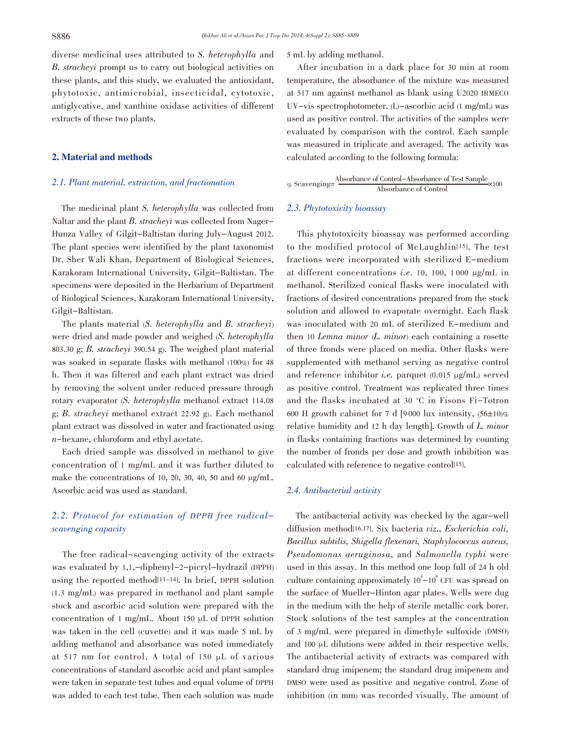diverse medicinal uses attributed to *S. heterophylla* and *B. stracheyi* prompt us to carry out biological activities on these plants, and this study, we evaluated the antioxidant, phytotoxic, antimicrobial, insecticidal, cytotoxic, antiglycative, and xanthine oxidase activities of different extracts of these two plants.

## 2. Material and methods

### *2.1. Plant material, extraction, and fractionation*

The medicinal plant *S. heterophylla* was collected from Naltar and the plant *B. stracheyi* was collected from Nager–Hunza Valley of Gilgit–Baltistan during July–August 2012. The plant species were identified by the plant taxonomist Dr. Sher Wali Khan, Department of Biological Sciences, Karakoram International University, Gilgit–Baltistan. The specimens were deposited in the Herbarium of Department of Biological Sciences, Karakoram International University, Gilgit–Baltistan.

The plants material (*S. heterophylla* and *B. stracheyi*) were dried and made powder and weighed (*S. heterophylla* 803.30 g; *B. stracheyi* 390.54 g). The weighed plant material was soaked in separate flasks with methanol (100%) for 48 h. Then it was filtered and each plant extract was dried by removing the solvent under reduced pressure through rotary evaporator (*S. heterophylla* methanol extract 114.08 g; *B. stracheyi* methanol extract 22.92 g). Each methanol plant extract was dissolved in water and fractionated using *n*–hexane, chloroform and ethyl acetate.

Each dried sample was dissolved in methanol to give concentration of 1 mg/mL and it was further diluted to make the concentrations of 10, 20, 30, 40, 50 and 60 μg/mL. Ascorbic acid was used as standard.

### *2.2. Protocol for estimation of DPPH free radical–scavenging capacity*

The free radical–scavenging activity of the extracts was evaluated by 1,1,–diphenyl–2–picryl–hydrazil (DPPH) using the reported method[11–14]. In brief, DPPH solution (1.3 mg/mL) was prepared in methanol and plant sample stock and ascorbic acid solution were prepared with the concentration of 1 mg/mL. About 150 μL of DPPH solution was taken in the cell (cuvette) and it was made 5 mL by adding methanol and absorbance was noted immediately at 517 nm for control. A total of 150 μL of various concentrations of standard ascorbic acid and plant samples were taken in separate test tubes and equal volume of DPPH was added to each test tube. Then each solution was made 5 mL by adding methanol.

After incubation in a dark place for 30 min at room temperature, the absorbance of the mixture was measured at 517 nm against methanol as blank using U2020 IRMECO UV–vis spectrophotometer. (L)–ascorbic acid (1 mg/mL) was used as positive control. The activities of the samples were evaluated by comparison with the control. Each sample was measured in triplicate and averaged. The activity was calculated according to the following formula:

$$\% \text{ Scavenging} = \frac{\text{Absorbance of Control} - \text{Absorbance of Test Sample}}{\text{Absorbance of Control}} \times 100$$

### *2.3. Phytotoxicity bioassay*

This phytotoxicity bioassay was performed according to the modified protocol of McLaughlin[15]. The test fractions were incorporated with sterilized E–medium at different concentrations *i.e.* 10, 100, 1 000 μg/mL in methanol. Sterilized conical flasks were inoculated with fractions of desired concentrations prepared from the stock solution and allowed to evaporate overnight. Each flask was inoculated with 20 mL of sterilized E–medium and then 10 *Lemna minor* (*L. minor*) each containing a rosette of three fronds were placed on media. Other flasks were supplemented with methanol serving as negative control and reference inhibitor *i.e.* parquet (0.015 μg/mL) served as positive control. Treatment was replicated three times and the flasks incubated at 30 °C in Fisons Fi–Totron 600 H growth cabinet for 7 d [9 000 lux intensity, (56±10)% relative humidity and 12 h day length]. Growth of *L. minor* in flasks containing fractions was determined by counting the number of fronds per dose and growth inhibition was calculated with reference to negative control[15].

### *2.4. Antibacterial activity*

The antibacterial activity was checked by the agar–well diffusion method[16,17]. Six bacteria *viz*., *Escherichia coli*, *Bacillus subtilis*, *Shigella flexenari*, *Staphylococcus aureus*, *Pseudomonas aeruginosa*, and *Salmonella typhi* were used in this assay. In this method one loop full of 24 h old culture containing approximately $10^4$–$10^6$ CFU was spread on the surface of Mueller–Hinton agar plates. Wells were dug in the medium with the help of sterile metallic cork borer. Stock solutions of the test samples at the concentration of 3 mg/mL were prepared in dimethyle sulfoxide (DMSO) and 100 μL dilutions were added in their respective wells. The antibacterial activity of extracts was compared with standard drug imipenem; the standard drug imipenem and DMSO were used as positive and negative control. Zone of inhibition (in mm) was recorded visually. The amount of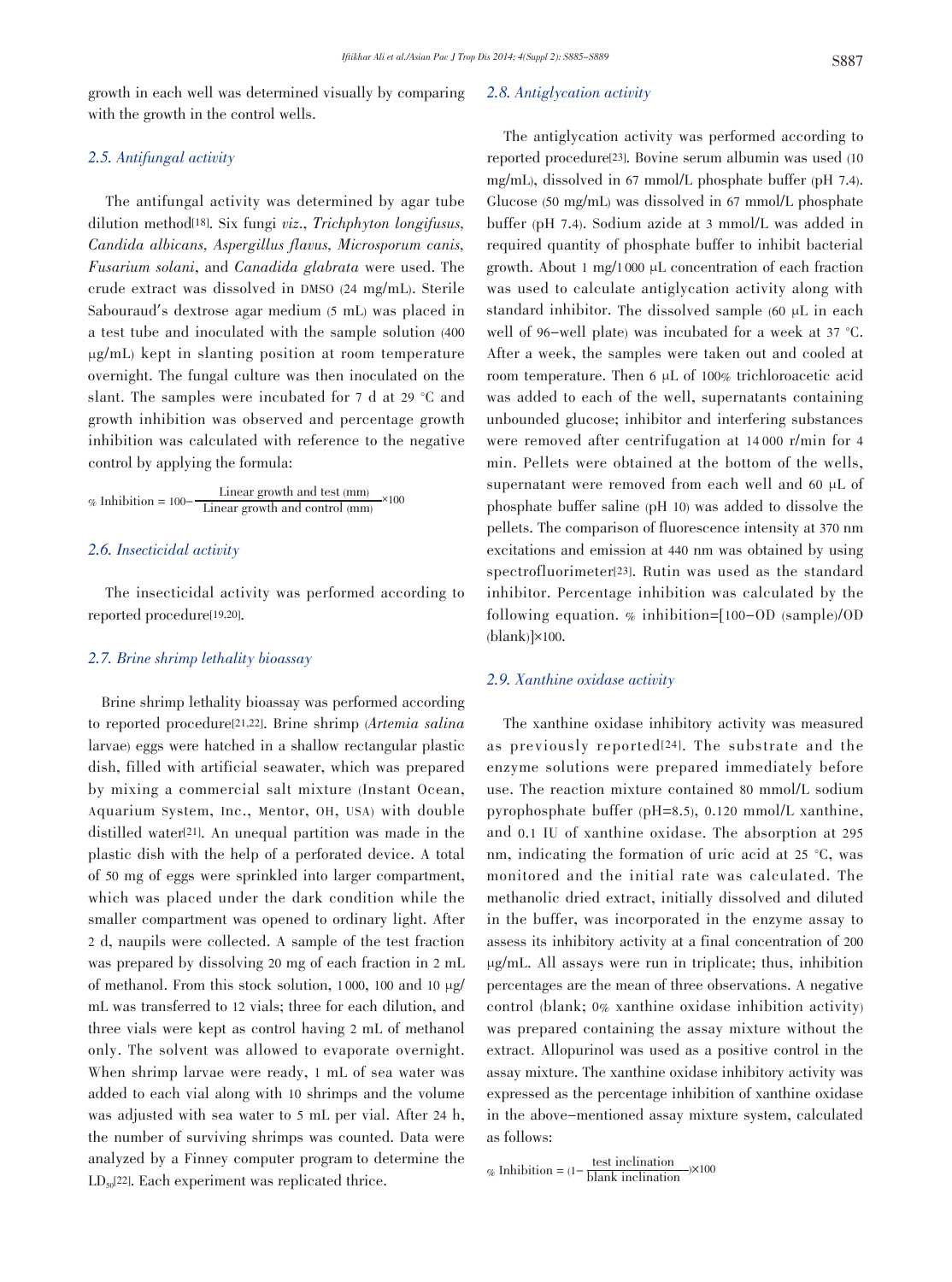growth in each well was determined visually by comparing with the growth in the control wells.

### 2.5. Antifungal activity

The antifungal activity was determined by agar tube dilution method[18]. Six fungi *viz*., *Trichphyton longifusus, Candida albicans, Aspergillus flavus, Microsporum canis, Fusarium solani*, and *Canadida glabrata* were used. The crude extract was dissolved in DMSO (24 mg/mL). Sterile Sabouraud's dextrose agar medium (5 mL) was placed in a test tube and inoculated with the sample solution (400 μg/mL) kept in slanting position at room temperature overnight. The fungal culture was then inoculated on the slant. The samples were incubated for 7 d at 29 °C and growth inhibition was observed and percentage growth inhibition was calculated with reference to the negative control by applying the formula:

$$\%\ \text{Inhibition} = 100 - \frac{\text{Linear growth and test (mm)}}{\text{Linear growth and control (mm)}} \times 100$$

### 2.6. Insecticidal activity

The insecticidal activity was performed according to reported procedure[19,20].

### 2.7. Brine shrimp lethality bioassay

Brine shrimp lethality bioassay was performed according to reported procedure[21,22]. Brine shrimp (*Artemia salina* larvae) eggs were hatched in a shallow rectangular plastic dish, filled with artificial seawater, which was prepared by mixing a commercial salt mixture (Instant Ocean, Aquarium System, Inc., Mentor, OH, USA) with double distilled water[21]. An unequal partition was made in the plastic dish with the help of a perforated device. A total of 50 mg of eggs were sprinkled into larger compartment, which was placed under the dark condition while the smaller compartment was opened to ordinary light. After 2 d, naupils were collected. A sample of the test fraction was prepared by dissolving 20 mg of each fraction in 2 mL of methanol. From this stock solution, 1 000, 100 and 10 μg/mL was transferred to 12 vials; three for each dilution, and three vials were kept as control having 2 mL of methanol only. The solvent was allowed to evaporate overnight. When shrimp larvae were ready, 1 mL of sea water was added to each vial along with 10 shrimps and the volume was adjusted with sea water to 5 mL per vial. After 24 h, the number of surviving shrimps was counted. Data were analyzed by a Finney computer program to determine the $LD_{50}$[22]. Each experiment was replicated thrice.

### 2.8. Antiglycation activity

The antiglycation activity was performed according to reported procedure[23]. Bovine serum albumin was used (10 mg/mL), dissolved in 67 mmol/L phosphate buffer (pH 7.4). Glucose (50 mg/mL) was dissolved in 67 mmol/L phosphate buffer (pH 7.4). Sodium azide at 3 mmol/L was added in required quantity of phosphate buffer to inhibit bacterial growth. About 1 mg/1 000 μL concentration of each fraction was used to calculate antiglycation activity along with standard inhibitor. The dissolved sample (60 μL in each well of 96-well plate) was incubated for a week at 37 °C. After a week, the samples were taken out and cooled at room temperature. Then 6 μL of 100% trichloroacetic acid was added to each of the well, supernatants containing unbounded glucose; inhibitor and interfering substances were removed after centrifugation at 14 000 r/min for 4 min. Pellets were obtained at the bottom of the wells, supernatant were removed from each well and 60 μL of phosphate buffer saline (pH 10) was added to dissolve the pellets. The comparison of fluorescence intensity at 370 nm excitations and emission at 440 nm was obtained by using spectrofluorimeter[23]. Rutin was used as the standard inhibitor. Percentage inhibition was calculated by the following equation. % inhibition=[100−OD (sample)/OD (blank)]×100.

### 2.9. Xanthine oxidase activity

The xanthine oxidase inhibitory activity was measured as previously reported[24]. The substrate and the enzyme solutions were prepared immediately before use. The reaction mixture contained 80 mmol/L sodium pyrophosphate buffer (pH=8.5), 0.120 mmol/L xanthine, and 0.1 IU of xanthine oxidase. The absorption at 295 nm, indicating the formation of uric acid at 25 °C, was monitored and the initial rate was calculated. The methanolic dried extract, initially dissolved and diluted in the buffer, was incorporated in the enzyme assay to assess its inhibitory activity at a final concentration of 200 μg/mL. All assays were run in triplicate; thus, inhibition percentages are the mean of three observations. A negative control (blank; 0% xanthine oxidase inhibition activity) was prepared containing the assay mixture without the extract. Allopurinol was used as a positive control in the assay mixture. The xanthine oxidase inhibitory activity was expressed as the percentage inhibition of xanthine oxidase in the above-mentioned assay mixture system, calculated as follows:

$$\%\ \text{Inhibition} = \left(1 - \frac{\text{test inclination}}{\text{blank inclination}}\right) \times 100$$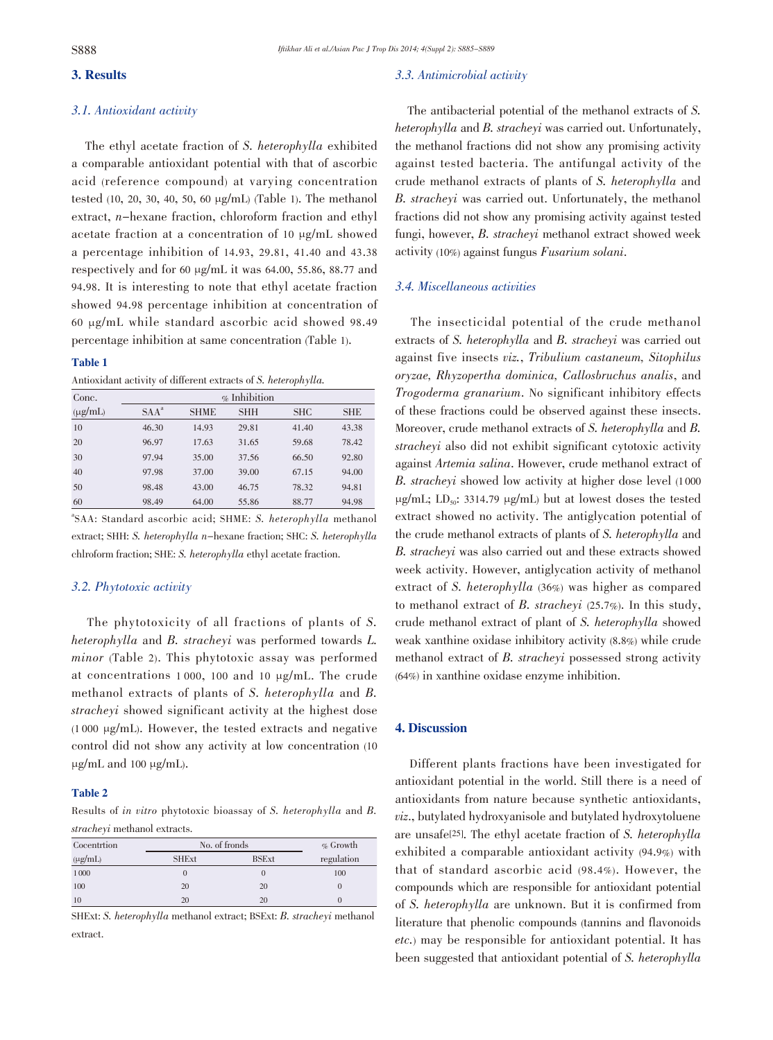## 3. Results

### 3.1. Antioxidant activity

The ethyl acetate fraction of *S. heterophylla* exhibited a comparable antioxidant potential with that of ascorbic acid (reference compound) at varying concentration tested (10, 20, 30, 40, 50, 60 μg/mL) (Table 1). The methanol extract, *n*-hexane fraction, chloroform fraction and ethyl acetate fraction at a concentration of 10 μg/mL showed a percentage inhibition of 14.93, 29.81, 41.40 and 43.38 respectively and for 60 μg/mL it was 64.00, 55.86, 88.77 and 94.98. It is interesting to note that ethyl acetate fraction showed 94.98 percentage inhibition at concentration of 60 μg/mL while standard ascorbic acid showed 98.49 percentage inhibition at same concentration (Table 1).

**Table 1**

Antioxidant activity of different extracts of *S. heterophylla*.

| Conc. (μg/mL) | % Inhibition | | | | |
|---|---|---|---|---|---|
| | SAA[a] | SHME | SHH | SHC | SHE |
| 10 | 46.30 | 14.93 | 29.81 | 41.40 | 43.38 |
| 20 | 96.97 | 17.63 | 31.65 | 59.68 | 78.42 |
| 30 | 97.94 | 35.00 | 37.56 | 66.50 | 92.80 |
| 40 | 97.98 | 37.00 | 39.00 | 67.15 | 94.00 |
| 50 | 98.48 | 43.00 | 46.75 | 78.32 | 94.81 |
| 60 | 98.49 | 64.00 | 55.86 | 88.77 | 94.98 |

[a]SAA: Standard ascorbic acid; SHME: *S. heterophylla* methanol extract; SHH: *S. heterophylla* *n*-hexane fraction; SHC: *S. heterophylla* chlroform fraction; SHE: *S. heterophylla* ethyl acetate fraction.

### 3.2. Phytotoxic activity

The phytotoxicity of all fractions of plants of *S. heterophylla* and *B. stracheyi* was performed towards *L. minor* (Table 2). This phytotoxic assay was performed at concentrations 1 000, 100 and 10 μg/mL. The crude methanol extracts of plants of *S. heterophylla* and *B. stracheyi* showed significant activity at the highest dose (1 000 μg/mL). However, the tested extracts and negative control did not show any activity at low concentration (10 μg/mL and 100 μg/mL).

**Table 2**

Results of *in vitro* phytotoxic bioassay of *S. heterophylla* and *B. stracheyi* methanol extracts.

| Cocentrtion (μg/mL) | No. of fronds | | % Growth regulation |
|---|---|---|---|
| | SHExt | BSExt | |
| 1000 | 0 | 0 | 100 |
| 100 | 20 | 20 | 0 |
| 10 | 20 | 20 | 0 |

SHExt: *S. heterophylla* methanol extract; BSExt: *B. stracheyi* methanol extract.

### 3.3. Antimicrobial activity

The antibacterial potential of the methanol extracts of *S. heterophylla* and *B. stracheyi* was carried out. Unfortunately, the methanol fractions did not show any promising activity against tested bacteria. The antifungal activity of the crude methanol extracts of plants of *S. heterophylla* and *B. stracheyi* was carried out. Unfortunately, the methanol fractions did not show any promising activity against tested fungi, however, *B. stracheyi* methanol extract showed week activity (10%) against fungus *Fusarium solani*.

### 3.4. Miscellaneous activities

The insecticidal potential of the crude methanol extracts of *S. heterophylla* and *B. stracheyi* was carried out against five insects *viz.*, *Tribulium castaneum, Sitophilus oryzae, Rhyzopertha dominica, Callosbruchus analis*, and *Trogoderma granarium*. No significant inhibitory effects of these fractions could be observed against these insects. Moreover, crude methanol extracts of *S. heterophylla* and *B. stracheyi* also did not exhibit significant cytotoxic activity against *Artemia salina*. However, crude methanol extract of *B. stracheyi* showed low activity at higher dose level (1 000 μg/mL; $LD_{50}$: 3314.79 μg/mL) but at lowest doses the tested extract showed no activity. The antiglycation potential of the crude methanol extracts of plants of *S. heterophylla* and *B. stracheyi* was also carried out and these extracts showed week activity. However, antiglycation activity of methanol extract of *S. heterophylla* (36%) was higher as compared to methanol extract of *B. stracheyi* (25.7%). In this study, crude methanol extract of plant of *S. heterophylla* showed weak xanthine oxidase inhibitory activity (8.8%) while crude methanol extract of *B. stracheyi* possessed strong activity (64%) in xanthine oxidase enzyme inhibition.

## 4. Discussion

Different plants fractions have been investigated for antioxidant potential in the world. Still there is a need of antioxidants from nature because synthetic antioxidants, *viz.*, butylated hydroxyanisole and butylated hydroxytoluene are unsafe[25]. The ethyl acetate fraction of *S. heterophylla* exhibited a comparable antioxidant activity (94.9%) with that of standard ascorbic acid (98.4%). However, the compounds which are responsible for antioxidant potential of *S. heterophylla* are unknown. But it is confirmed from literature that phenolic compounds (tannins and flavonoids *etc.*) may be responsible for antioxidant potential. It has been suggested that antioxidant potential of *S. heterophylla*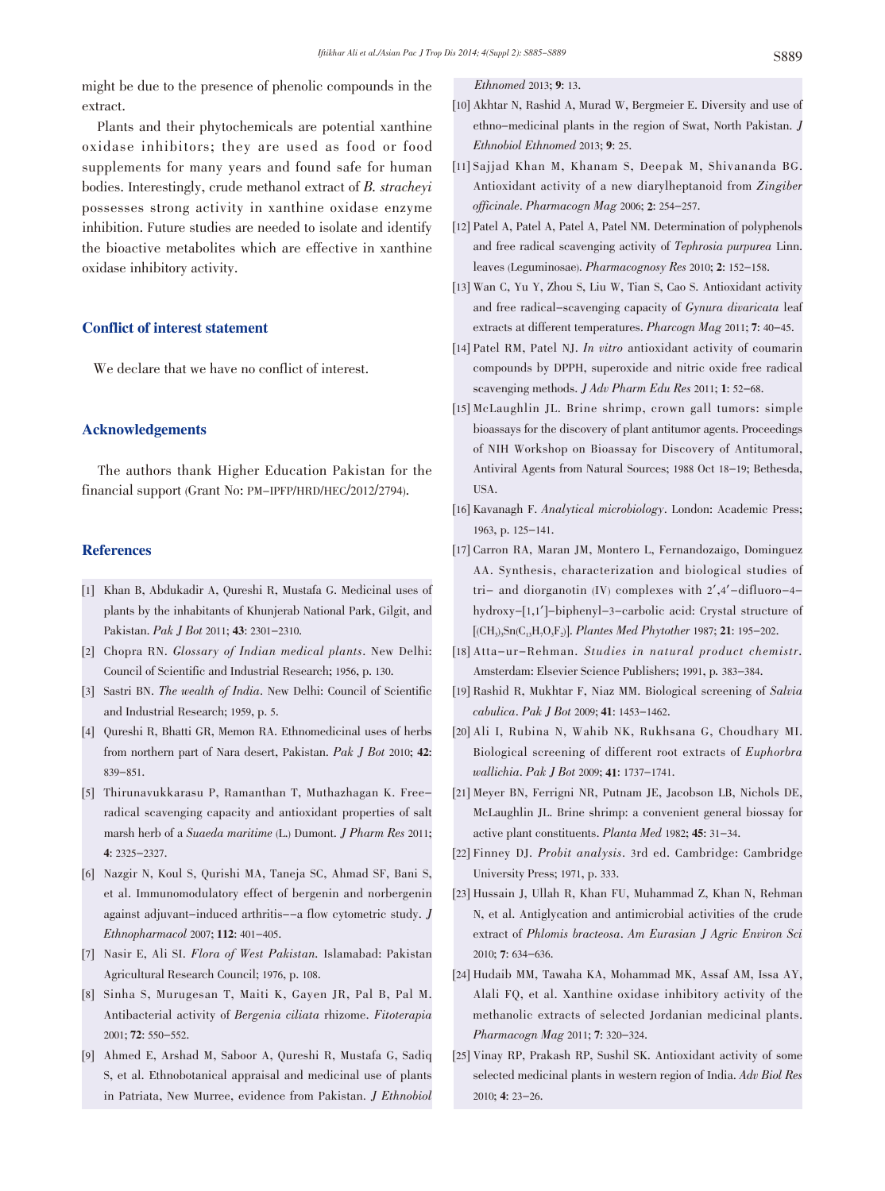might be due to the presence of phenolic compounds in the extract.

Plants and their phytochemicals are potential xanthine oxidase inhibitors; they are used as food or food supplements for many years and found safe for human bodies. Interestingly, crude methanol extract of *B. stracheyi* possesses strong activity in xanthine oxidase enzyme inhibition. Future studies are needed to isolate and identify the bioactive metabolites which are effective in xanthine oxidase inhibitory activity.

## Conflict of interest statement

We declare that we have no conflict of interest.

## Acknowledgements

The authors thank Higher Education Pakistan for the financial support (Grant No: PM-IPFP/HRD/HEC/2012/2794).

## References

[1] Khan B, Abdukadir A, Qureshi R, Mustafa G. Medicinal uses of plants by the inhabitants of Khunjerab National Park, Gilgit, and Pakistan. *Pak J Bot* 2011; **43**: 2301–2310.

[2] Chopra RN. *Glossary of Indian medical plants*. New Delhi: Council of Scientific and Industrial Research; 1956, p. 130.

[3] Sastri BN. *The wealth of India*. New Delhi: Council of Scientific and Industrial Research; 1959, p. 5.

[4] Qureshi R, Bhatti GR, Memon RA. Ethnomedicinal uses of herbs from northern part of Nara desert, Pakistan. *Pak J Bot* 2010; **42**: 839–851.

[5] Thirunavukkarasu P, Ramanthan T, Muthazhagan K. Free-radical scavenging capacity and antioxidant properties of salt marsh herb of a *Suaeda maritime* (L.) Dumont. *J Pharm Res* 2011; **4**: 2325–2327.

[6] Nazgir N, Koul S, Qurishi MA, Taneja SC, Ahmad SF, Bani S, et al. Immunomodulatory effect of bergenin and norbergenin against adjuvant-induced arthritis--a flow cytometric study. *J Ethnopharmacol* 2007; **112**: 401–405.

[7] Nasir E, Ali SI. *Flora of West Pakistan*. Islamabad: Pakistan Agricultural Research Council; 1976, p. 108.

[8] Sinha S, Murugesan T, Maiti K, Gayen JR, Pal B, Pal M. Antibacterial activity of *Bergenia ciliata* rhizome. *Fitoterapia* 2001; **72**: 550–552.

[9] Ahmed E, Arshad M, Saboor A, Qureshi R, Mustafa G, Sadiq S, et al. Ethnobotanical appraisal and medicinal use of plants in Patriata, New Murree, evidence from Pakistan. *J Ethnobiol Ethnomed* 2013; **9**: 13.

[10] Akhtar N, Rashid A, Murad W, Bergmeier E. Diversity and use of ethno-medicinal plants in the region of Swat, North Pakistan. *J Ethnobiol Ethnomed* 2013; **9**: 25.

[11] Sajjad Khan M, Khanam S, Deepak M, Shivananda BG. Antioxidant activity of a new diarylheptanoid from *Zingiber officinale*. *Pharmacogn Mag* 2006; **2**: 254–257.

[12] Patel A, Patel A, Patel A, Patel NM. Determination of polyphenols and free radical scavenging activity of *Tephrosia purpurea* Linn. leaves (Leguminosae). *Pharmacognosy Res* 2010; **2**: 152–158.

[13] Wan C, Yu Y, Zhou S, Liu W, Tian S, Cao S. Antioxidant activity and free radical-scavenging capacity of *Gynura divaricata* leaf extracts at different temperatures. *Pharcogn Mag* 2011; **7**: 40–45.

[14] Patel RM, Patel NJ. *In vitro* antioxidant activity of coumarin compounds by DPPH, superoxide and nitric oxide free radical scavenging methods. *J Adv Pharm Edu Res* 2011; **1**: 52–68.

[15] McLaughlin JL. Brine shrimp, crown gall tumors: simple bioassays for the discovery of plant antitumor agents. Proceedings of NIH Workshop on Bioassay for Discovery of Antitumoral, Antiviral Agents from Natural Sources; 1988 Oct 18–19; Bethesda, USA.

[16] Kavanagh F. *Analytical microbiology*. London: Academic Press; 1963, p. 125–141.

[17] Carron RA, Maran JM, Montero L, Fernandozaigo, Dominguez AA. Synthesis, characterization and biological studies of tri- and diorganotin (IV) complexes with 2′,4′-difluoro-4-hydroxy-[1,1′]-biphenyl-3-carbolic acid: Crystal structure of $[(CH_3)_3Sn(C_{13}H_7O_3F_2)]$. *Plantes Med Phytother* 1987; **21**: 195–202.

[18] Atta-ur-Rehman. *Studies in natural product chemistr*. Amsterdam: Elsevier Science Publishers; 1991, p. 383–384.

[19] Rashid R, Mukhtar F, Niaz MM. Biological screening of *Salvia cabulica*. *Pak J Bot* 2009; **41**: 1453–1462.

[20] Ali I, Rubina N, Wahib NK, Rukhsana G, Choudhary MI. Biological screening of different root extracts of *Euphorbra wallichia*. *Pak J Bot* 2009; **41**: 1737–1741.

[21] Meyer BN, Ferrigni NR, Putnam JE, Jacobson LB, Nichols DE, McLaughlin JL. Brine shrimp: a convenient general biossay for active plant constituents. *Planta Med* 1982; **45**: 31–34.

[22] Finney DJ. *Probit analysis*. 3rd ed. Cambridge: Cambridge University Press; 1971, p. 333.

[23] Hussain J, Ullah R, Khan FU, Muhammad Z, Khan N, Rehman N, et al. Antiglycation and antimicrobial activities of the crude extract of *Phlomis bracteosa*. *Am Eurasian J Agric Environ Sci* 2010; **7**: 634–636.

[24] Hudaib MM, Tawaha KA, Mohammad MK, Assaf AM, Issa AY, Alali FQ, et al. Xanthine oxidase inhibitory activity of the methanolic extracts of selected Jordanian medicinal plants. *Pharmacogn Mag* 2011; **7**: 320–324.

[25] Vinay RP, Prakash RP, Sushil SK. Antioxidant activity of some selected medicinal plants in western region of India. *Adv Biol Res* 2010; **4**: 23–26.